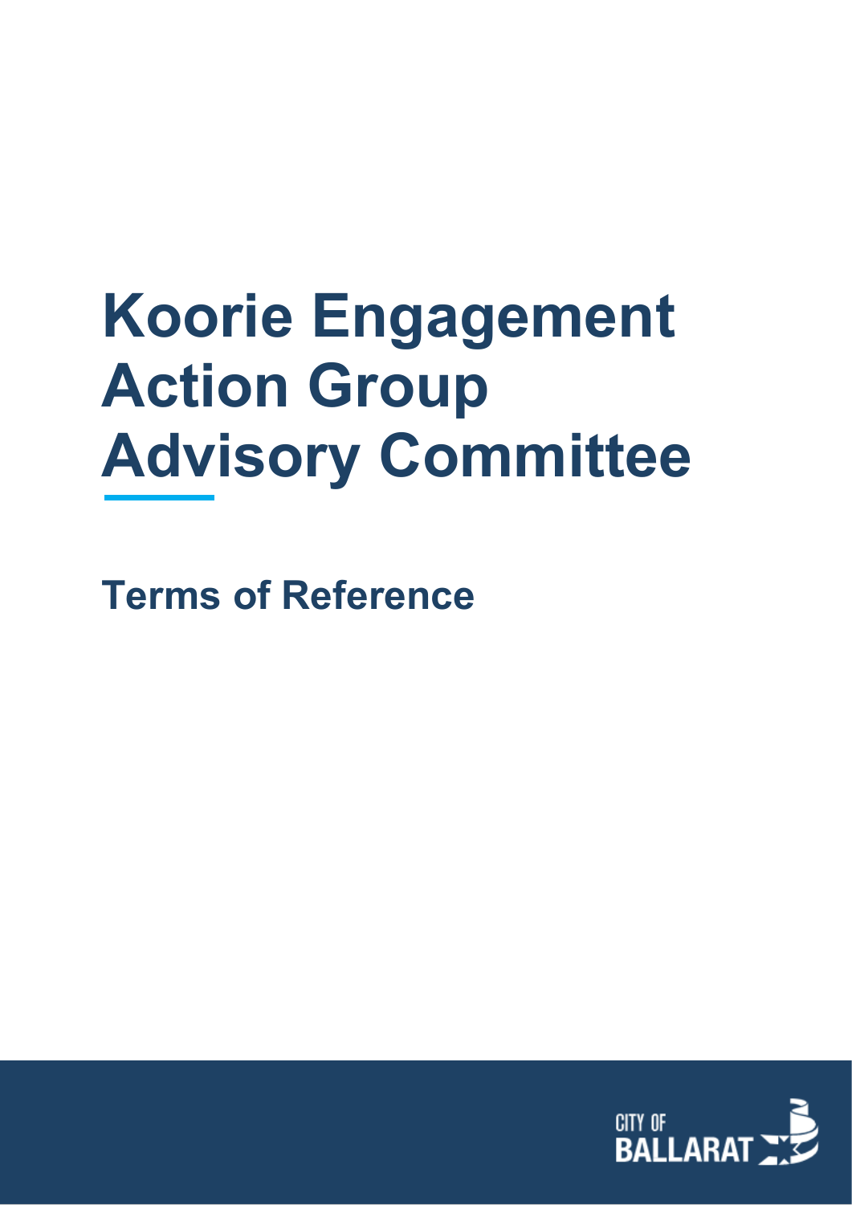# Koorie Engagement Action Group Advisory Committee

## Terms of Reference

CITY OF BALLARAT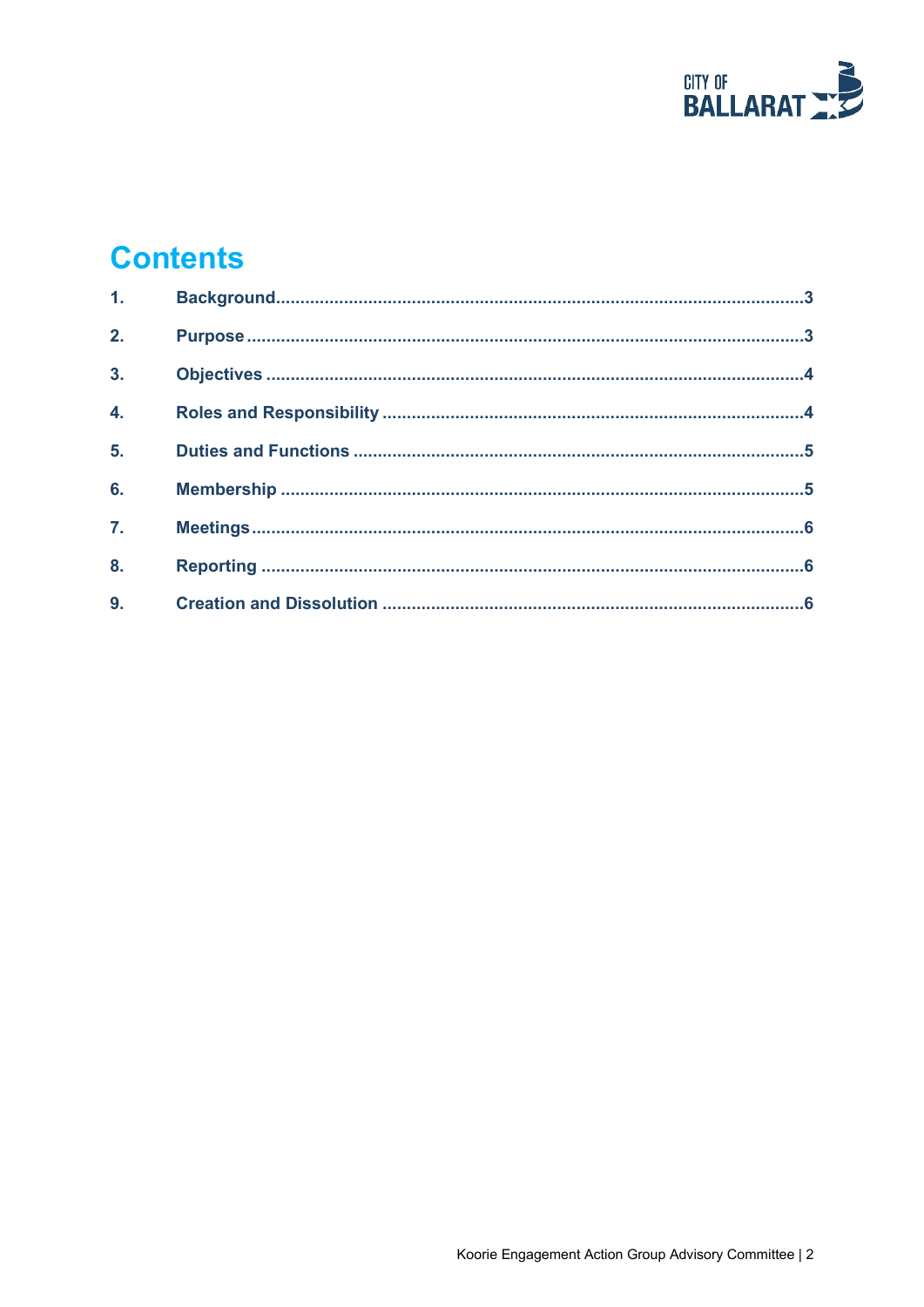# Contents

1. Background ........................................................................................................ 3
2. Purpose ............................................................................................................... 3
3. Objectives ........................................................................................................... 4
4. Roles and Responsibility ...................................................................................... 4
5. Duties and Functions ........................................................................................... 5
6. Membership ......................................................................................................... 5
7. Meetings .............................................................................................................. 6
8. Reporting ............................................................................................................. 6
9. Creation and Dissolution ...................................................................................... 6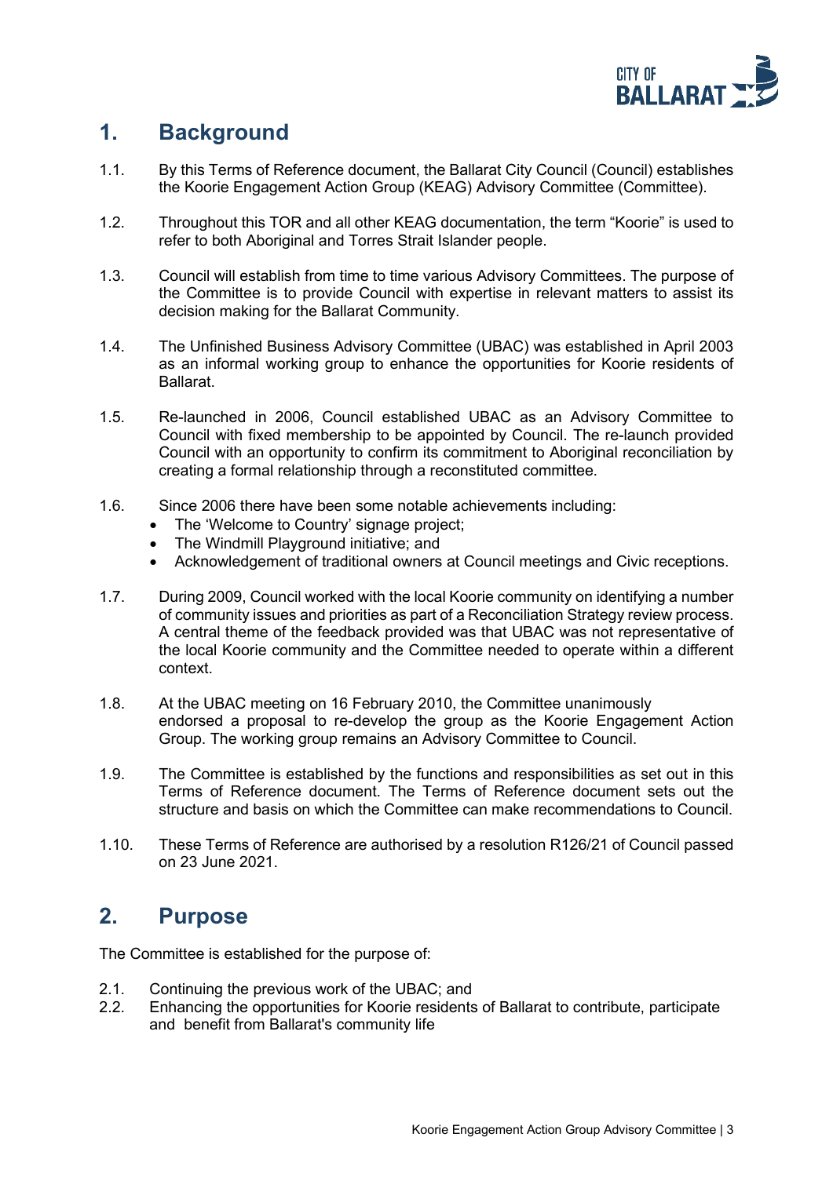## 1. Background

1.1. By this Terms of Reference document, the Ballarat City Council (Council) establishes the Koorie Engagement Action Group (KEAG) Advisory Committee (Committee).

1.2. Throughout this TOR and all other KEAG documentation, the term "Koorie" is used to refer to both Aboriginal and Torres Strait Islander people.

1.3. Council will establish from time to time various Advisory Committees. The purpose of the Committee is to provide Council with expertise in relevant matters to assist its decision making for the Ballarat Community.

1.4. The Unfinished Business Advisory Committee (UBAC) was established in April 2003 as an informal working group to enhance the opportunities for Koorie residents of Ballarat.

1.5. Re-launched in 2006, Council established UBAC as an Advisory Committee to Council with fixed membership to be appointed by Council. The re-launch provided Council with an opportunity to confirm its commitment to Aboriginal reconciliation by creating a formal relationship through a reconstituted committee.

1.6. Since 2006 there have been some notable achievements including:

- The 'Welcome to Country' signage project;
- The Windmill Playground initiative; and
- Acknowledgement of traditional owners at Council meetings and Civic receptions.

1.7. During 2009, Council worked with the local Koorie community on identifying a number of community issues and priorities as part of a Reconciliation Strategy review process. A central theme of the feedback provided was that UBAC was not representative of the local Koorie community and the Committee needed to operate within a different context.

1.8. At the UBAC meeting on 16 February 2010, the Committee unanimously endorsed a proposal to re-develop the group as the Koorie Engagement Action Group. The working group remains an Advisory Committee to Council.

1.9. The Committee is established by the functions and responsibilities as set out in this Terms of Reference document. The Terms of Reference document sets out the structure and basis on which the Committee can make recommendations to Council.

1.10. These Terms of Reference are authorised by a resolution R126/21 of Council passed on 23 June 2021.

## 2. Purpose

The Committee is established for the purpose of:

2.1. Continuing the previous work of the UBAC; and

2.2. Enhancing the opportunities for Koorie residents of Ballarat to contribute, participate and benefit from Ballarat's community life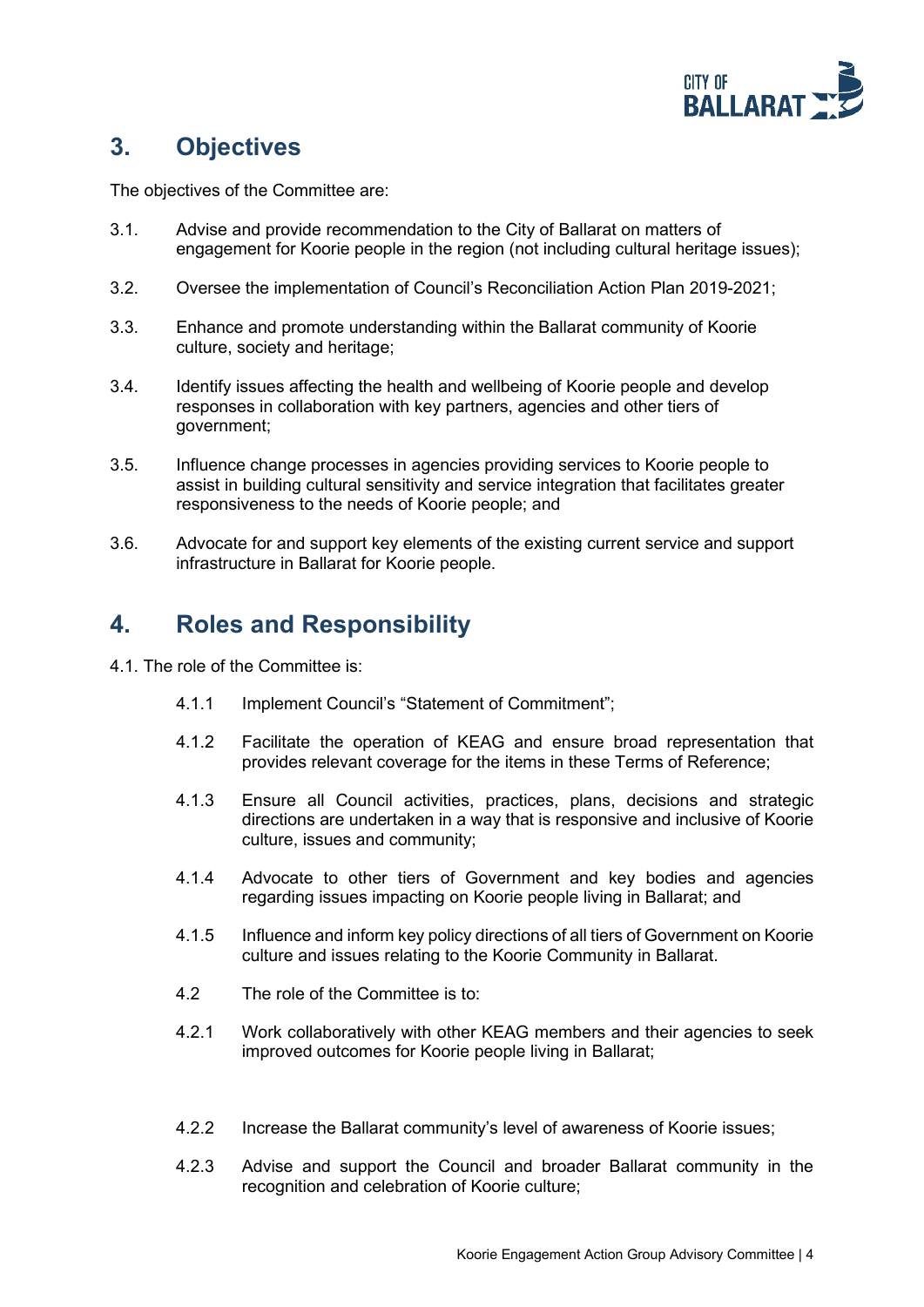## 3. Objectives

The objectives of the Committee are:

3.1. Advise and provide recommendation to the City of Ballarat on matters of engagement for Koorie people in the region (not including cultural heritage issues);

3.2. Oversee the implementation of Council's Reconciliation Action Plan 2019-2021;

3.3. Enhance and promote understanding within the Ballarat community of Koorie culture, society and heritage;

3.4. Identify issues affecting the health and wellbeing of Koorie people and develop responses in collaboration with key partners, agencies and other tiers of government;

3.5. Influence change processes in agencies providing services to Koorie people to assist in building cultural sensitivity and service integration that facilitates greater responsiveness to the needs of Koorie people; and

3.6. Advocate for and support key elements of the existing current service and support infrastructure in Ballarat for Koorie people.

## 4. Roles and Responsibility

4.1. The role of the Committee is:

4.1.1 Implement Council's "Statement of Commitment";

4.1.2 Facilitate the operation of KEAG and ensure broad representation that provides relevant coverage for the items in these Terms of Reference;

4.1.3 Ensure all Council activities, practices, plans, decisions and strategic directions are undertaken in a way that is responsive and inclusive of Koorie culture, issues and community;

4.1.4 Advocate to other tiers of Government and key bodies and agencies regarding issues impacting on Koorie people living in Ballarat; and

4.1.5 Influence and inform key policy directions of all tiers of Government on Koorie culture and issues relating to the Koorie Community in Ballarat.

4.2 The role of the Committee is to:

4.2.1 Work collaboratively with other KEAG members and their agencies to seek improved outcomes for Koorie people living in Ballarat;

4.2.2 Increase the Ballarat community's level of awareness of Koorie issues;

4.2.3 Advise and support the Council and broader Ballarat community in the recognition and celebration of Koorie culture;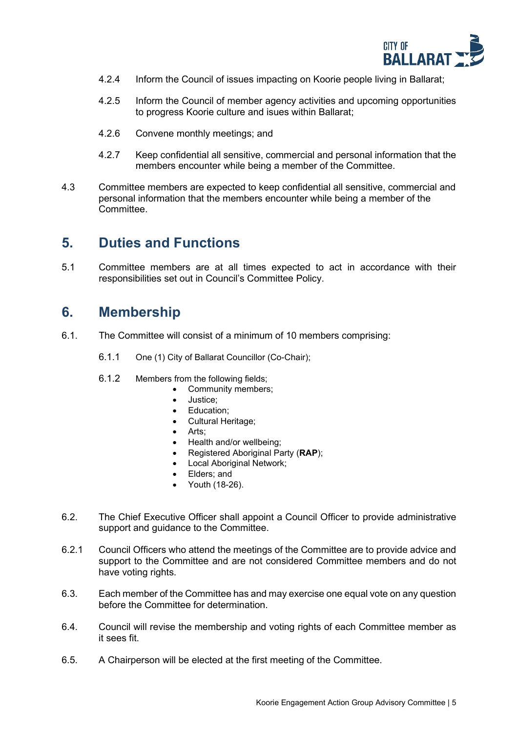4.2.4 Inform the Council of issues impacting on Koorie people living in Ballarat;

4.2.5 Inform the Council of member agency activities and upcoming opportunities to progress Koorie culture and isues within Ballarat;

4.2.6 Convene monthly meetings; and

4.2.7 Keep confidential all sensitive, commercial and personal information that the members encounter while being a member of the Committee.

4.3 Committee members are expected to keep confidential all sensitive, commercial and personal information that the members encounter while being a member of the Committee.

## 5. Duties and Functions

5.1 Committee members are at all times expected to act in accordance with their responsibilities set out in Council's Committee Policy.

## 6. Membership

6.1. The Committee will consist of a minimum of 10 members comprising:

6.1.1 One (1) City of Ballarat Councillor (Co-Chair);

6.1.2 Members from the following fields;

- Community members;
- Justice;
- Education;
- Cultural Heritage;
- Arts;
- Health and/or wellbeing;
- Registered Aboriginal Party (**RAP**);
- Local Aboriginal Network;
- Elders; and
- Youth (18-26).

6.2. The Chief Executive Officer shall appoint a Council Officer to provide administrative support and guidance to the Committee.

6.2.1 Council Officers who attend the meetings of the Committee are to provide advice and support to the Committee and are not considered Committee members and do not have voting rights.

6.3. Each member of the Committee has and may exercise one equal vote on any question before the Committee for determination.

6.4. Council will revise the membership and voting rights of each Committee member as it sees fit.

6.5. A Chairperson will be elected at the first meeting of the Committee.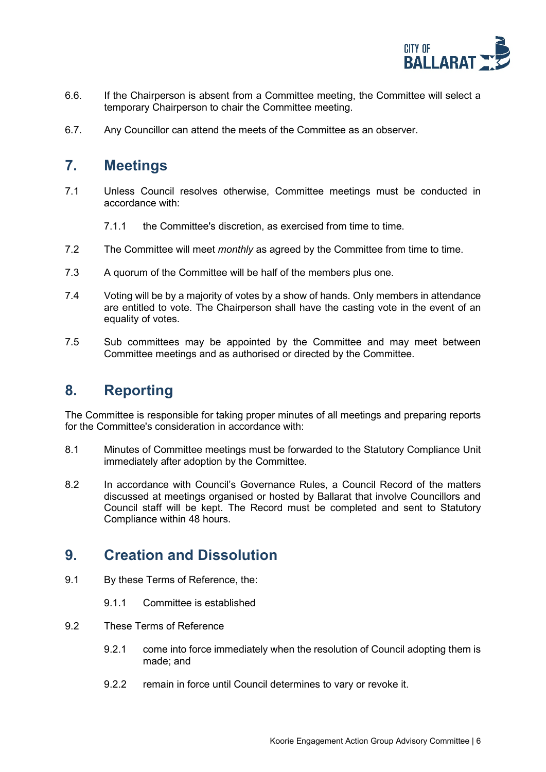6.6. If the Chairperson is absent from a Committee meeting, the Committee will select a temporary Chairperson to chair the Committee meeting.

6.7. Any Councillor can attend the meets of the Committee as an observer.

## 7. Meetings

7.1 Unless Council resolves otherwise, Committee meetings must be conducted in accordance with:

- 7.1.1 the Committee's discretion, as exercised from time to time.

7.2 The Committee will meet *monthly* as agreed by the Committee from time to time.

7.3 A quorum of the Committee will be half of the members plus one.

7.4 Voting will be by a majority of votes by a show of hands. Only members in attendance are entitled to vote. The Chairperson shall have the casting vote in the event of an equality of votes.

7.5 Sub committees may be appointed by the Committee and may meet between Committee meetings and as authorised or directed by the Committee.

## 8. Reporting

The Committee is responsible for taking proper minutes of all meetings and preparing reports for the Committee's consideration in accordance with:

8.1 Minutes of Committee meetings must be forwarded to the Statutory Compliance Unit immediately after adoption by the Committee.

8.2 In accordance with Council's Governance Rules, a Council Record of the matters discussed at meetings organised or hosted by Ballarat that involve Councillors and Council staff will be kept. The Record must be completed and sent to Statutory Compliance within 48 hours.

## 9. Creation and Dissolution

9.1 By these Terms of Reference, the:

- 9.1.1 Committee is established

9.2 These Terms of Reference

- 9.2.1 come into force immediately when the resolution of Council adopting them is made; and
- 9.2.2 remain in force until Council determines to vary or revoke it.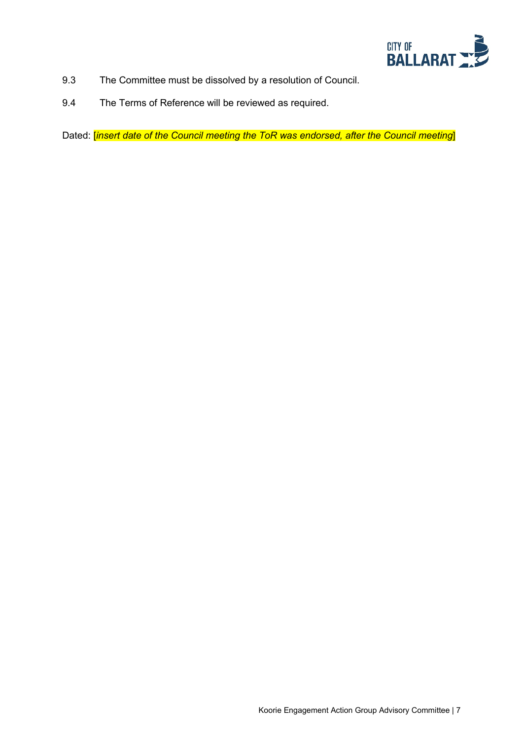9.3 The Committee must be dissolved by a resolution of Council.

9.4 The Terms of Reference will be reviewed as required.

Dated: [*insert date of the Council meeting the ToR was endorsed, after the Council meeting*]